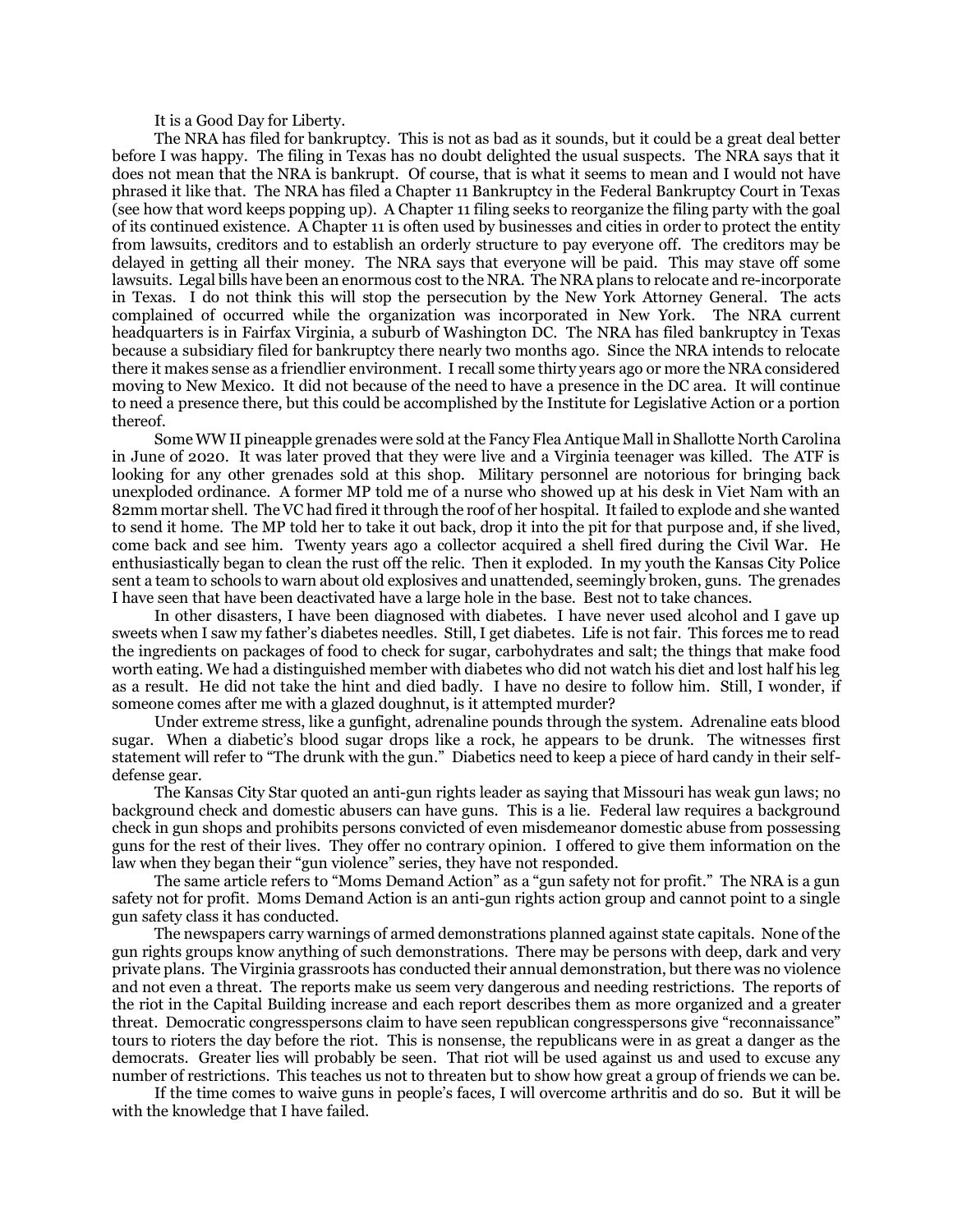It is a Good Day for Liberty.

The NRA has filed for bankruptcy. This is not as bad as it sounds, but it could be a great deal better before I was happy. The filing in Texas has no doubt delighted the usual suspects. The NRA says that it does not mean that the NRA is bankrupt. Of course, that is what it seems to mean and I would not have phrased it like that. The NRA has filed a Chapter 11 Bankruptcy in the Federal Bankruptcy Court in Texas (see how that word keeps popping up). A Chapter 11 filing seeks to reorganize the filing party with the goal of its continued existence. A Chapter 11 is often used by businesses and cities in order to protect the entity from lawsuits, creditors and to establish an orderly structure to pay everyone off. The creditors may be delayed in getting all their money. The NRA says that everyone will be paid. This may stave off some lawsuits. Legal bills have been an enormous cost to the NRA. The NRA plans to relocate and re-incorporate in Texas. I do not think this will stop the persecution by the New York Attorney General. The acts complained of occurred while the organization was incorporated in New York. The NRA current headquarters is in Fairfax Virginia, a suburb of Washington DC. The NRA has filed bankruptcy in Texas because a subsidiary filed for bankruptcy there nearly two months ago. Since the NRA intends to relocate there it makes sense as a friendlier environment. I recall some thirty years ago or more the NRA considered moving to New Mexico. It did not because of the need to have a presence in the DC area. It will continue to need a presence there, but this could be accomplished by the Institute for Legislative Action or a portion thereof.

Some WW II pineapple grenades were sold at the Fancy Flea Antique Mall in Shallotte North Carolina in June of 2020. It was later proved that they were live and a Virginia teenager was killed. The ATF is looking for any other grenades sold at this shop. Military personnel are notorious for bringing back unexploded ordinance. A former MP told me of a nurse who showed up at his desk in Viet Nam with an 82mm mortar shell. The VC had fired it through the roof of her hospital. It failed to explode and she wanted to send it home. The MP told her to take it out back, drop it into the pit for that purpose and, if she lived, come back and see him. Twenty years ago a collector acquired a shell fired during the Civil War. He enthusiastically began to clean the rust off the relic. Then it exploded. In my youth the Kansas City Police sent a team to schools to warn about old explosives and unattended, seemingly broken, guns. The grenades I have seen that have been deactivated have a large hole in the base. Best not to take chances.

In other disasters, I have been diagnosed with diabetes. I have never used alcohol and I gave up sweets when I saw my father's diabetes needles. Still, I get diabetes. Life is not fair. This forces me to read the ingredients on packages of food to check for sugar, carbohydrates and salt; the things that make food worth eating. We had a distinguished member with diabetes who did not watch his diet and lost half his leg as a result. He did not take the hint and died badly. I have no desire to follow him. Still, I wonder, if someone comes after me with a glazed doughnut, is it attempted murder?

Under extreme stress, like a gunfight, adrenaline pounds through the system. Adrenaline eats blood sugar. When a diabetic's blood sugar drops like a rock, he appears to be drunk. The witnesses first statement will refer to "The drunk with the gun." Diabetics need to keep a piece of hard candy in their self-defense gear.

The Kansas City Star quoted an anti-gun rights leader as saying that Missouri has weak gun laws; no background check and domestic abusers can have guns. This is a lie. Federal law requires a background check in gun shops and prohibits persons convicted of even misdemeanor domestic abuse from possessing guns for the rest of their lives. They offer no contrary opinion. I offered to give them information on the law when they began their "gun violence" series, they have not responded.

The same article refers to "Moms Demand Action" as a "gun safety not for profit." The NRA is a gun safety not for profit. Moms Demand Action is an anti-gun rights action group and cannot point to a single gun safety class it has conducted.

The newspapers carry warnings of armed demonstrations planned against state capitals. None of the gun rights groups know anything of such demonstrations. There may be persons with deep, dark and very private plans. The Virginia grassroots have conducted their annual demonstration, but there was no violence and not even a threat. The reports make us seem very dangerous and needing restrictions. The reports of the riot in the Capital Building increase and each report describes them as more organized and a greater threat. Democratic congresspersons claim to have seen republican congresspersons give "reconnaissance" tours to rioters the day before the riot. This is nonsense, the republicans were in as great a danger as the democrats. Greater lies will probably be seen. That riot will be used against us and used to excuse any number of restrictions. This teaches us not to threaten but to show how great a group of friends we can be.

If the time comes to waive guns in people's faces, I will overcome arthritis and do so. But it will be with the knowledge that I have failed.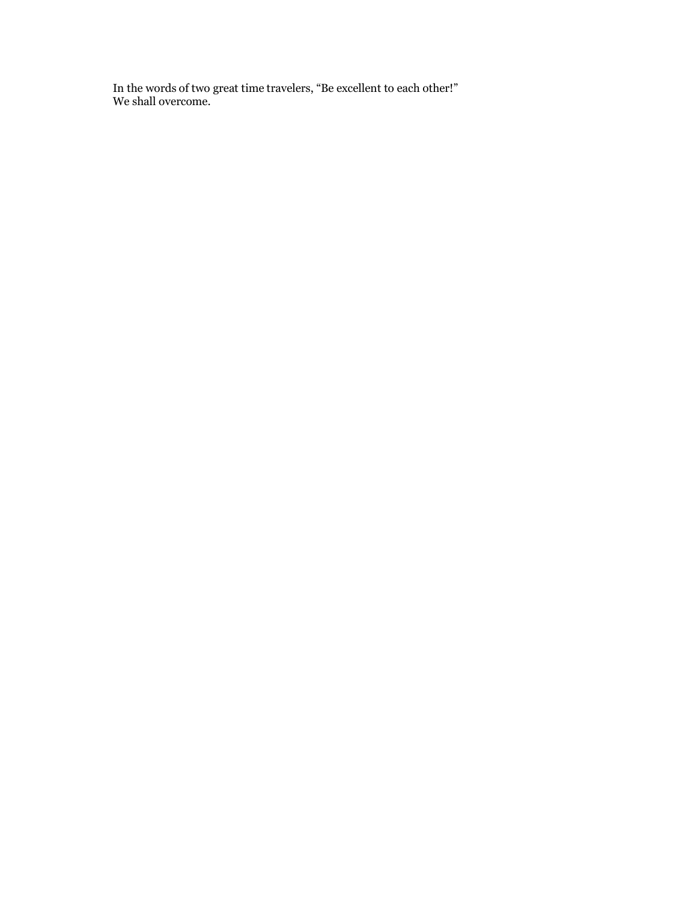In the words of two great time travelers, “Be excellent to each other!”
We shall overcome.